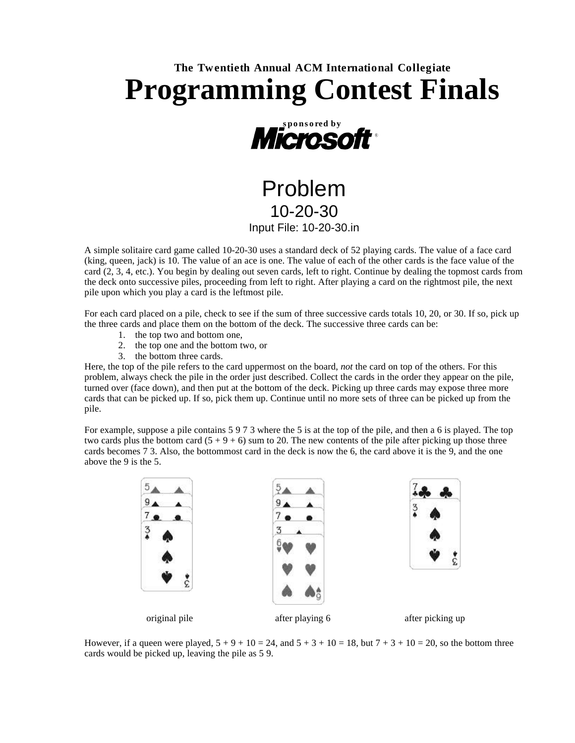**The Twentieth Annual ACM International Collegiate**

# Programming Contest Finals

**sponsored by**

**Microsoft®**

## Problem

### 10-20-30

Input File: 10-20-30.in

A simple solitaire card game called 10-20-30 uses a standard deck of 52 playing cards. The value of a face card (king, queen, jack) is 10. The value of an ace is one. The value of each of the other cards is the face value of the card (2, 3, 4, etc.). You begin by dealing out seven cards, left to right. Continue by dealing the topmost cards from the deck onto successive piles, proceeding from left to right. After playing a card on the rightmost pile, the next pile upon which you play a card is the leftmost pile.

For each card placed on a pile, check to see if the sum of three successive cards totals 10, 20, or 30. If so, pick up the three cards and place them on the bottom of the deck. The successive three cards can be:

1. the top two and bottom one,
2. the top one and the bottom two, or
3. the bottom three cards.

Here, the top of the pile refers to the card uppermost on the board, *not* the card on top of the others. For this problem, always check the pile in the order just described. Collect the cards in the order they appear on the pile, turned over (face down), and then put at the bottom of the deck. Picking up three cards may expose three more cards that can be picked up. If so, pick them up. Continue until no more sets of three can be picked up from the pile.

For example, suppose a pile contains 5 9 7 3 where the 5 is at the top of the pile, and then a 6 is played. The top two cards plus the bottom card (5 + 9 + 6) sum to 20. The new contents of the pile after picking up those three cards becomes 7 3. Also, the bottommost card in the deck is now the 6, the card above it is the 9, and the one above the 9 is the 5.

original pile | after playing 6 | after picking up

However, if a queen were played, 5 + 9 + 10 = 24, and 5 + 3 + 10 = 18, but 7 + 3 + 10 = 20, so the bottom three cards would be picked up, leaving the pile as 5 9.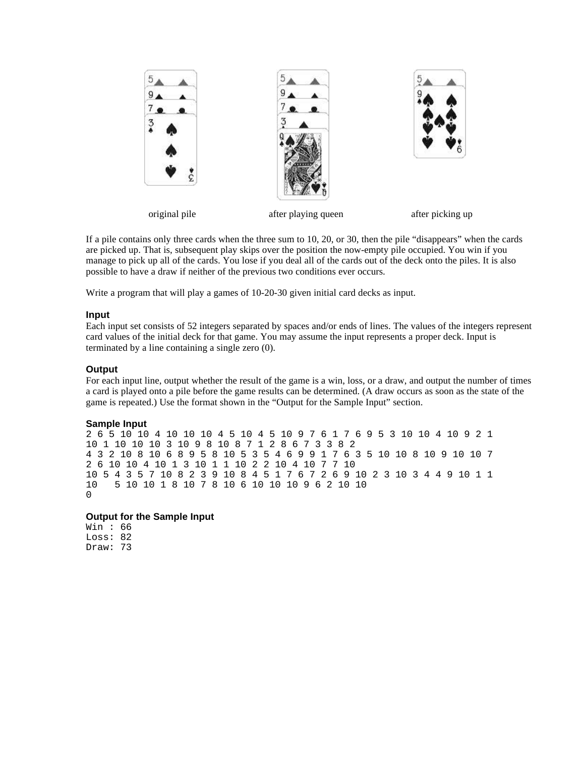original pile after playing queen after picking up

If a pile contains only three cards when the three sum to 10, 20, or 30, then the pile “disappears” when the cards are picked up. That is, subsequent play skips over the position the now-empty pile occupied. You win if you manage to pick up all of the cards. You lose if you deal all of the cards out of the deck onto the piles. It is also possible to have a draw if neither of the previous two conditions ever occurs.

Write a program that will play a games of 10-20-30 given initial card decks as input.

### Input

Each input set consists of 52 integers separated by spaces and/or ends of lines. The values of the integers represent card values of the initial deck for that game. You may assume the input represents a proper deck. Input is terminated by a line containing a single zero (0).

### Output

For each input line, output whether the result of the game is a win, loss, or a draw, and output the number of times a card is played onto a pile before the game results can be determined. (A draw occurs as soon as the state of the game is repeated.) Use the format shown in the “Output for the Sample Input” section.

### Sample Input

```
2 6 5 10 10 4 10 10 10 4 5 10 4 5 10 9 7 6 1 7 6 9 5 3 10 10 4 10 9 2 1
10 1 10 10 10 3 10 9 8 10 8 7 1 2 8 6 7 3 3 8 2
4 3 2 10 8 10 6 8 9 5 8 10 5 3 5 4 6 9 9 1 7 6 3 5 10 10 8 10 9 10 10 7
2 6 10 10 4 10 1 3 10 1 1 10 2 2 10 4 10 7 7 10
10 5 4 3 5 7 10 8 2 3 9 10 8 4 5 1 7 6 7 2 6 9 10 2 3 10 3 4 4 9 10 1 1
10   5 10 10 1 8 10 7 8 10 6 10 10 10 9 6 2 10 10
0
```

### Output for the Sample Input

```
Win : 66
Loss: 82
Draw: 73
```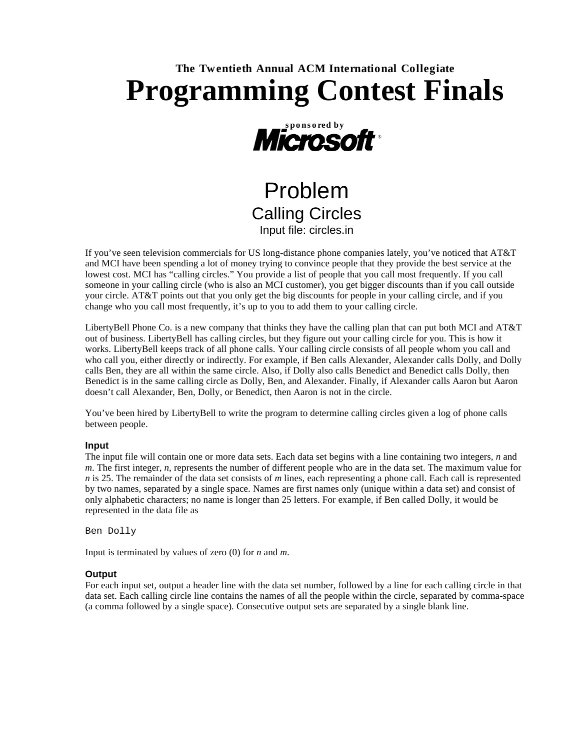The Twentieth Annual ACM International Collegiate

# Programming Contest Finals

sponsored by

Microsoft®

## Problem

### Calling Circles

Input file: circles.in

If you've seen television commercials for US long-distance phone companies lately, you've noticed that AT&T and MCI have been spending a lot of money trying to convince people that they provide the best service at the lowest cost. MCI has "calling circles." You provide a list of people that you call most frequently. If you call someone in your calling circle (who is also an MCI customer), you get bigger discounts than if you call outside your circle. AT&T points out that you only get the big discounts for people in your calling circle, and if you change who you call most frequently, it's up to you to add them to your calling circle.

LibertyBell Phone Co. is a new company that thinks they have the calling plan that can put both MCI and AT&T out of business. LibertyBell has calling circles, but they figure out your calling circle for you. This is how it works. LibertyBell keeps track of all phone calls. Your calling circle consists of all people whom you call and who call you, either directly or indirectly. For example, if Ben calls Alexander, Alexander calls Dolly, and Dolly calls Ben, they are all within the same circle. Also, if Dolly also calls Benedict and Benedict calls Dolly, then Benedict is in the same calling circle as Dolly, Ben, and Alexander. Finally, if Alexander calls Aaron but Aaron doesn't call Alexander, Ben, Dolly, or Benedict, then Aaron is not in the circle.

You've been hired by LibertyBell to write the program to determine calling circles given a log of phone calls between people.

#### Input

The input file will contain one or more data sets. Each data set begins with a line containing two integers, *n* and *m*. The first integer, *n*, represents the number of different people who are in the data set. The maximum value for *n* is 25. The remainder of the data set consists of *m* lines, each representing a phone call. Each call is represented by two names, separated by a single space. Names are first names only (unique within a data set) and consist of only alphabetic characters; no name is longer than 25 letters. For example, if Ben called Dolly, it would be represented in the data file as

```
Ben Dolly
```

Input is terminated by values of zero (0) for *n* and *m*.

#### Output

For each input set, output a header line with the data set number, followed by a line for each calling circle in that data set. Each calling circle line contains the names of all the people within the circle, separated by comma-space (a comma followed by a single space). Consecutive output sets are separated by a single blank line.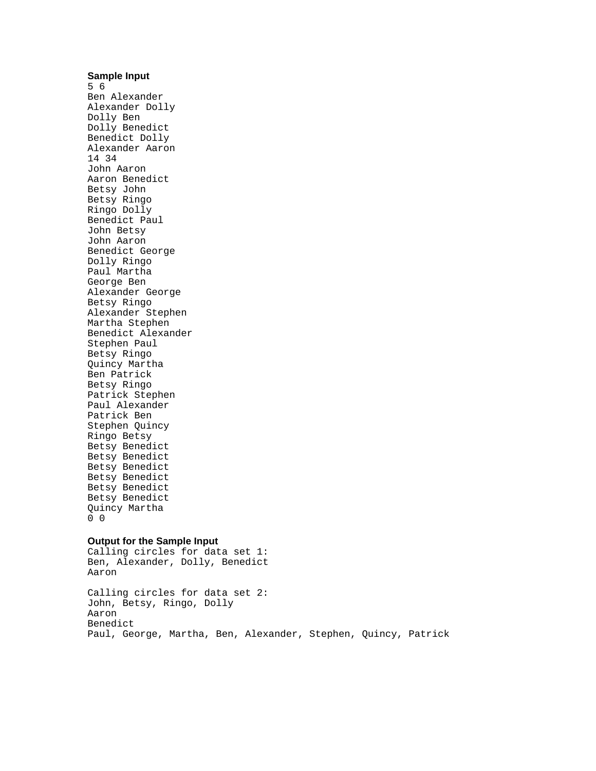**Sample Input**

```
5 6
Ben Alexander
Alexander Dolly
Dolly Ben
Dolly Benedict
Benedict Dolly
Alexander Aaron
14 34
John Aaron
Aaron Benedict
Betsy John
Betsy Ringo
Ringo Dolly
Benedict Paul
John Betsy
John Aaron
Benedict George
Dolly Ringo
Paul Martha
George Ben
Alexander George
Betsy Ringo
Alexander Stephen
Martha Stephen
Benedict Alexander
Stephen Paul
Betsy Ringo
Quincy Martha
Ben Patrick
Betsy Ringo
Patrick Stephen
Paul Alexander
Patrick Ben
Stephen Quincy
Ringo Betsy
Betsy Benedict
Betsy Benedict
Betsy Benedict
Betsy Benedict
Betsy Benedict
Betsy Benedict
Quincy Martha
0 0
```

**Output for the Sample Input**

```
Calling circles for data set 1:
Ben, Alexander, Dolly, Benedict
Aaron

Calling circles for data set 2:
John, Betsy, Ringo, Dolly
Aaron
Benedict
Paul, George, Martha, Ben, Alexander, Stephen, Quincy, Patrick
```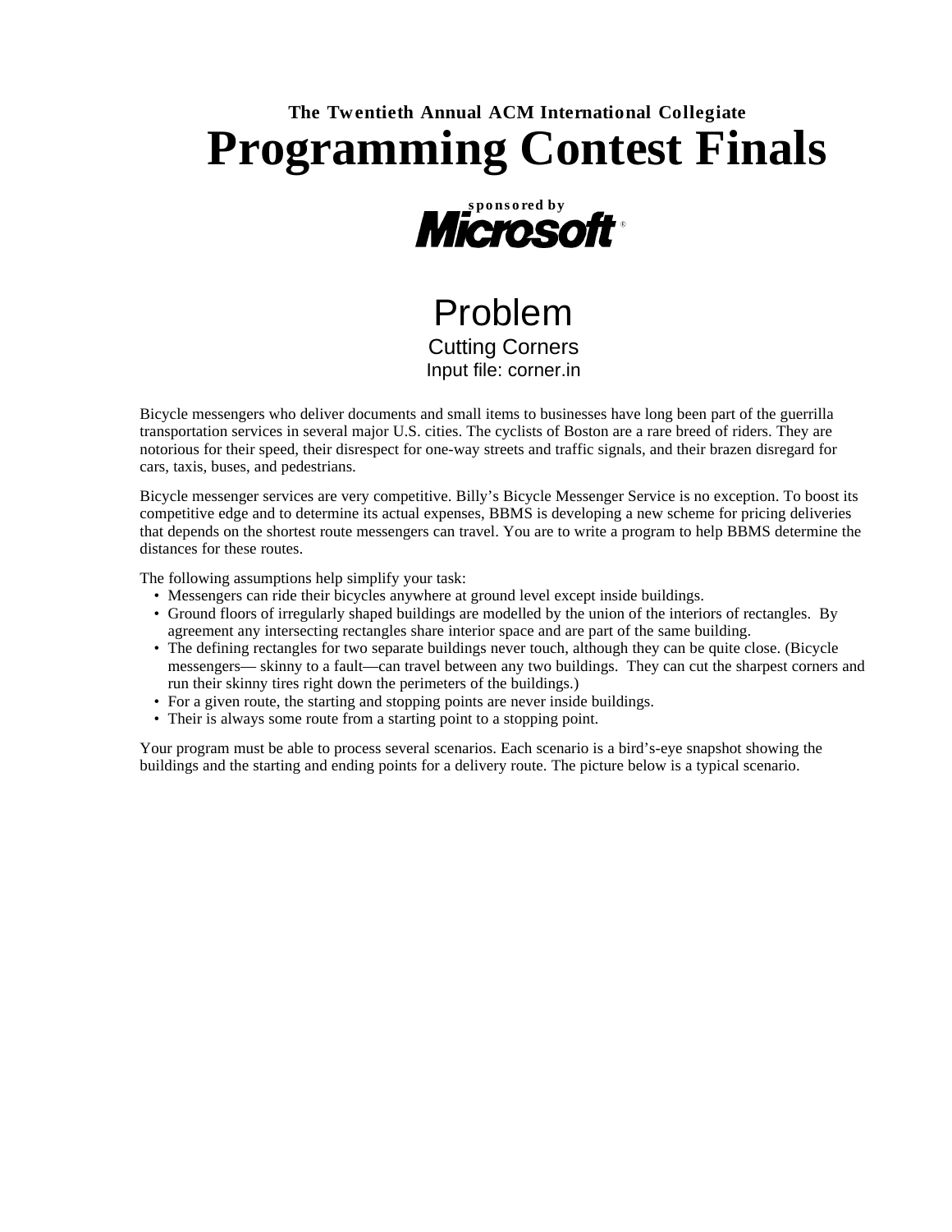**The Twentieth Annual ACM International Collegiate**

# Programming Contest Finals

**sponsored by**

**Microsoft**®

## Problem

### Cutting Corners

Input file: corner.in

Bicycle messengers who deliver documents and small items to businesses have long been part of the guerrilla transportation services in several major U.S. cities. The cyclists of Boston are a rare breed of riders. They are notorious for their speed, their disrespect for one-way streets and traffic signals, and their brazen disregard for cars, taxis, buses, and pedestrians.

Bicycle messenger services are very competitive. Billy's Bicycle Messenger Service is no exception. To boost its competitive edge and to determine its actual expenses, BBMS is developing a new scheme for pricing deliveries that depends on the shortest route messengers can travel. You are to write a program to help BBMS determine the distances for these routes.

The following assumptions help simplify your task:

- Messengers can ride their bicycles anywhere at ground level except inside buildings.
- Ground floors of irregularly shaped buildings are modelled by the union of the interiors of rectangles. By agreement any intersecting rectangles share interior space and are part of the same building.
- The defining rectangles for two separate buildings never touch, although they can be quite close. (Bicycle messengers— skinny to a fault—can travel between any two buildings. They can cut the sharpest corners and run their skinny tires right down the perimeters of the buildings.)
- For a given route, the starting and stopping points are never inside buildings.
- Their is always some route from a starting point to a stopping point.

Your program must be able to process several scenarios. Each scenario is a bird's-eye snapshot showing the buildings and the starting and ending points for a delivery route. The picture below is a typical scenario.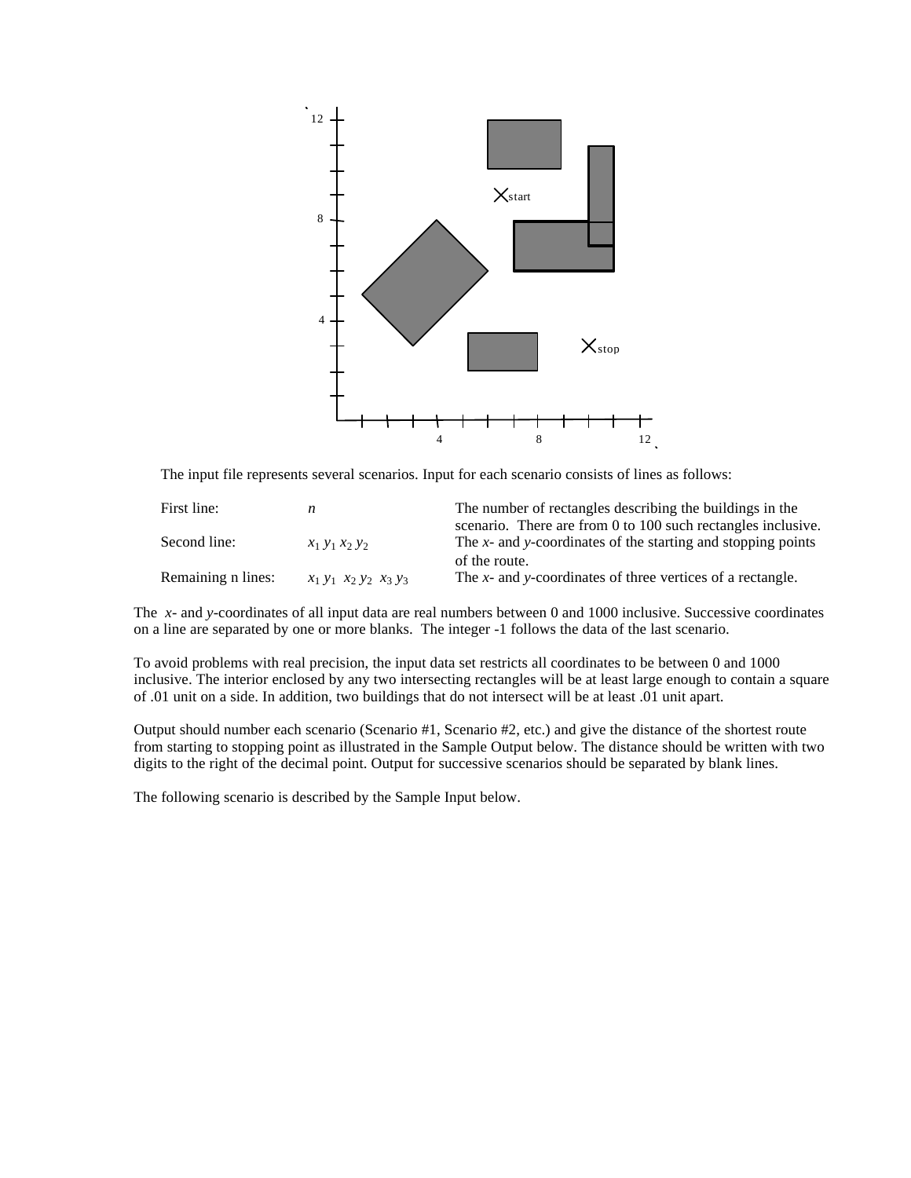The input file represents several scenarios. Input for each scenario consists of lines as follows:

| | | |
|---|---|---|
| First line: | $n$ | The number of rectangles describing the buildings in the scenario. There are from 0 to 100 such rectangles inclusive. |
| Second line: | $x_1\ y_1\ x_2\ y_2$ | The *x*- and *y*-coordinates of the starting and stopping points of the route. |
| Remaining n lines: | $x_1\ y_1\ x_2\ y_2\ x_3\ y_3$ | The *x*- and *y*-coordinates of three vertices of a rectangle. |

The *x*- and *y*-coordinates of all input data are real numbers between 0 and 1000 inclusive. Successive coordinates on a line are separated by one or more blanks. The integer -1 follows the data of the last scenario.

To avoid problems with real precision, the input data set restricts all coordinates to be between 0 and 1000 inclusive. The interior enclosed by any two intersecting rectangles will be at least large enough to contain a square of .01 unit on a side. In addition, two buildings that do not intersect will be at least .01 unit apart.

Output should number each scenario (Scenario #1, Scenario #2, etc.) and give the distance of the shortest route from starting to stopping point as illustrated in the Sample Output below. The distance should be written with two digits to the right of the decimal point. Output for successive scenarios should be separated by blank lines.

The following scenario is described by the Sample Input below.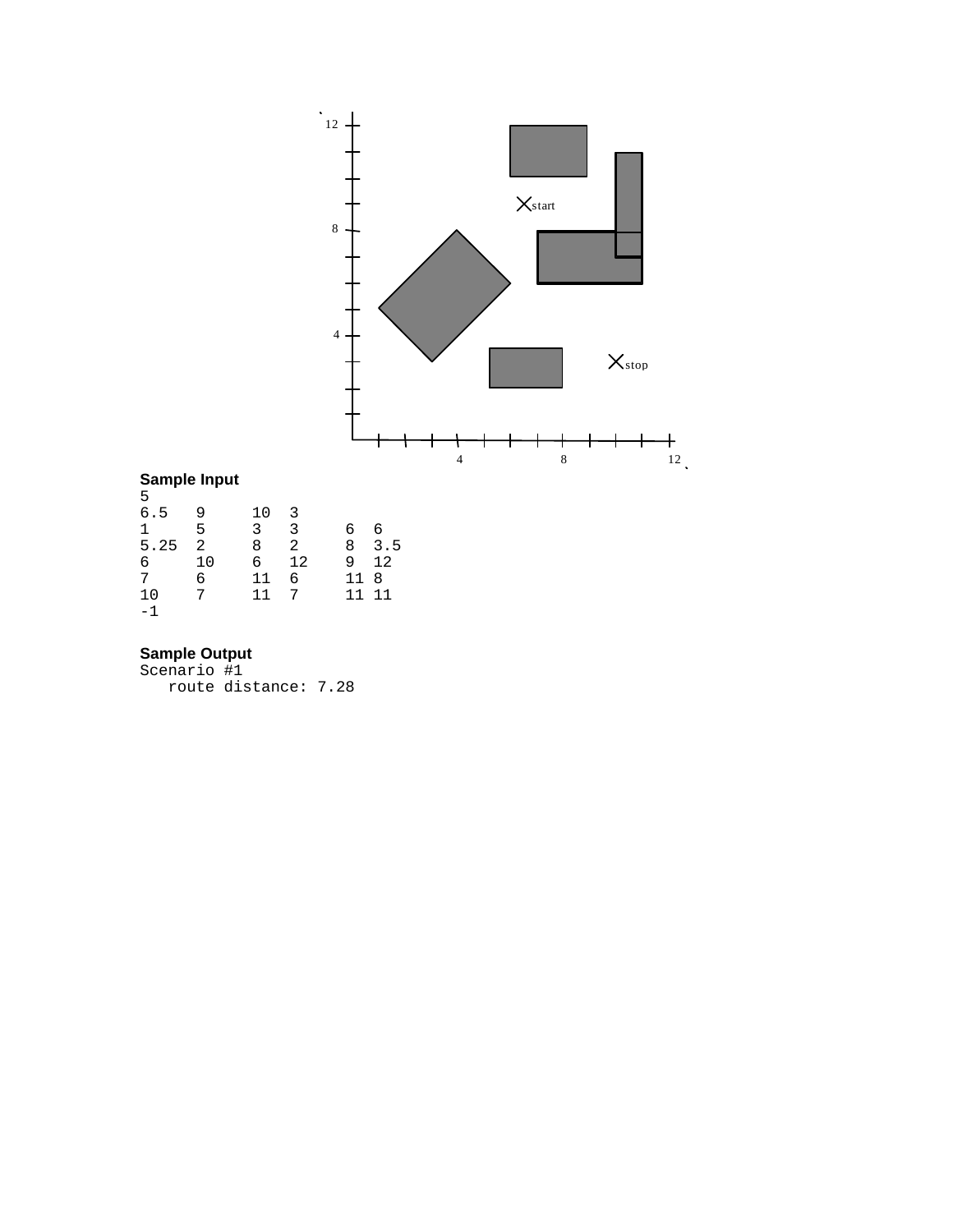**Sample Input**

```
5
6.5   9     10  3
1     5     3   3     6  6
5.25  2     8   2     8  3.5
6     10    6   12    9  12
7     6     11  6     11 8
10    7     11  7     11 11
-1
```

**Sample Output**

```
Scenario #1
   route distance: 7.28
```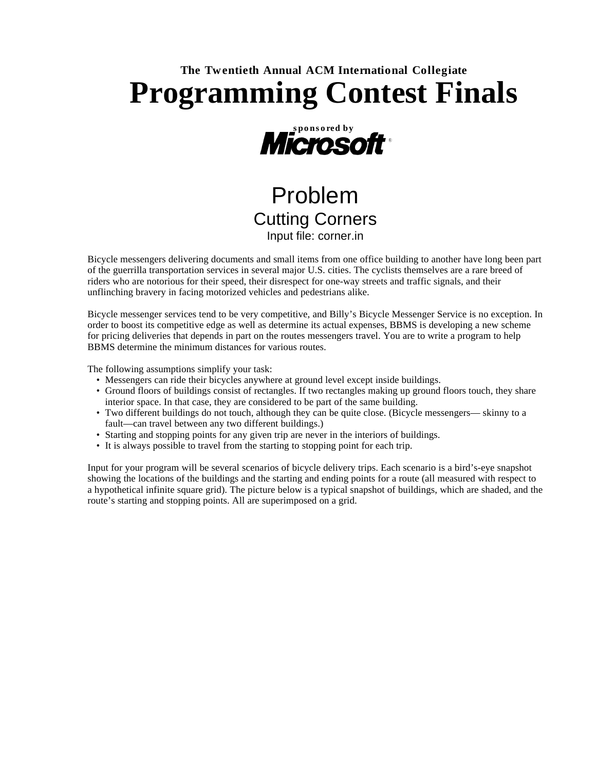**The Twentieth Annual ACM International Collegiate**

# Programming Contest Finals

sponsored by

Microsoft®

## Problem
### Cutting Corners
Input file: corner.in

Bicycle messengers delivering documents and small items from one office building to another have long been part of the guerrilla transportation services in several major U.S. cities. The cyclists themselves are a rare breed of riders who are notorious for their speed, their disrespect for one-way streets and traffic signals, and their unflinching bravery in facing motorized vehicles and pedestrians alike.

Bicycle messenger services tend to be very competitive, and Billy's Bicycle Messenger Service is no exception. In order to boost its competitive edge as well as determine its actual expenses, BBMS is developing a new scheme for pricing deliveries that depends in part on the routes messengers travel. You are to write a program to help BBMS determine the minimum distances for various routes.

The following assumptions simplify your task:

- Messengers can ride their bicycles anywhere at ground level except inside buildings.
- Ground floors of buildings consist of rectangles. If two rectangles making up ground floors touch, they share interior space. In that case, they are considered to be part of the same building.
- Two different buildings do not touch, although they can be quite close. (Bicycle messengers— skinny to a fault—can travel between any two different buildings.)
- Starting and stopping points for any given trip are never in the interiors of buildings.
- It is always possible to travel from the starting to stopping point for each trip.

Input for your program will be several scenarios of bicycle delivery trips. Each scenario is a bird's-eye snapshot showing the locations of the buildings and the starting and ending points for a route (all measured with respect to a hypothetical infinite square grid). The picture below is a typical snapshot of buildings, which are shaded, and the route's starting and stopping points. All are superimposed on a grid.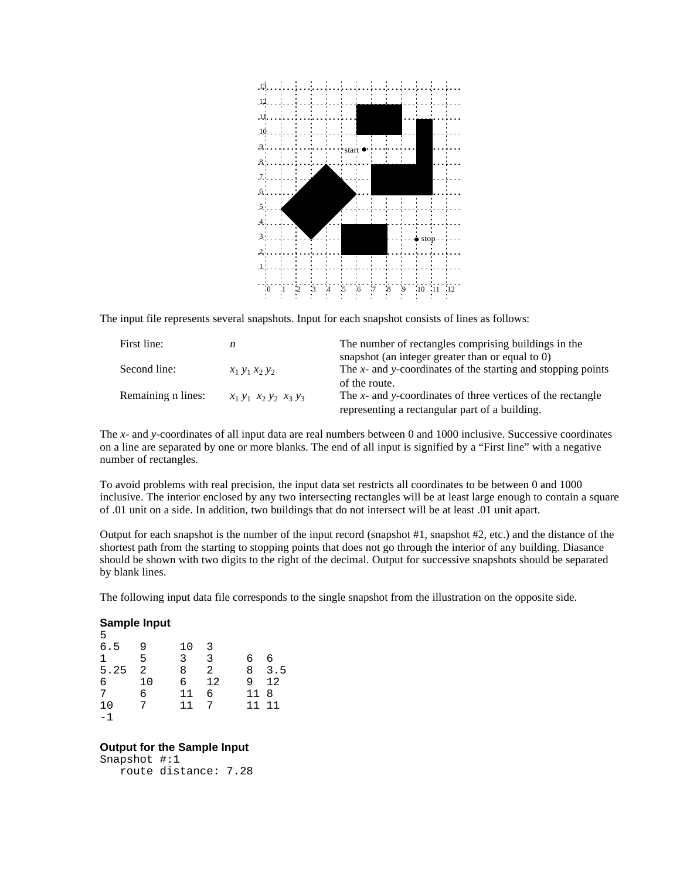The input file represents several snapshots. Input for each snapshot consists of lines as follows:

| | | |
|---|---|---|
| First line: | $n$ | The number of rectangles comprising buildings in the snapshot (an integer greater than or equal to 0) |
| Second line: | $x_1$ $y_1$ $x_2$ $y_2$ | The *x*- and *y*-coordinates of the starting and stopping points of the route. |
| Remaining n lines: | $x_1$ $y_1$ $x_2$ $y_2$ $x_3$ $y_3$ | The *x*- and *y*-coordinates of three vertices of the rectangle representing a rectangular part of a building. |

The *x*- and *y*-coordinates of all input data are real numbers between 0 and 1000 inclusive. Successive coordinates on a line are separated by one or more blanks. The end of all input is signified by a "First line" with a negative number of rectangles.

To avoid problems with real precision, the input data set restricts all coordinates to be between 0 and 1000 inclusive. The interior enclosed by any two intersecting rectangles will be at least large enough to contain a square of .01 unit on a side. In addition, two buildings that do not intersect will be at least .01 unit apart.

Output for each snapshot is the number of the input record (snapshot #1, snapshot #2, etc.) and the distance of the shortest path from the starting to stopping points that does not go through the interior of any building. Diasance should be shown with two digits to the right of the decimal. Output for successive snapshots should be separated by blank lines.

The following input data file corresponds to the single snapshot from the illustration on the opposite side.

**Sample Input**

```
5
6.5   9     10  3
1     5     3   3     6  6
5.25  2     8   2     8  3.5
6     10    6   12    9  12
7     6     11  6     11 8
10    7     11  7     11 11
-1
```

**Output for the Sample Input**

```
Snapshot #:1
   route distance: 7.28
```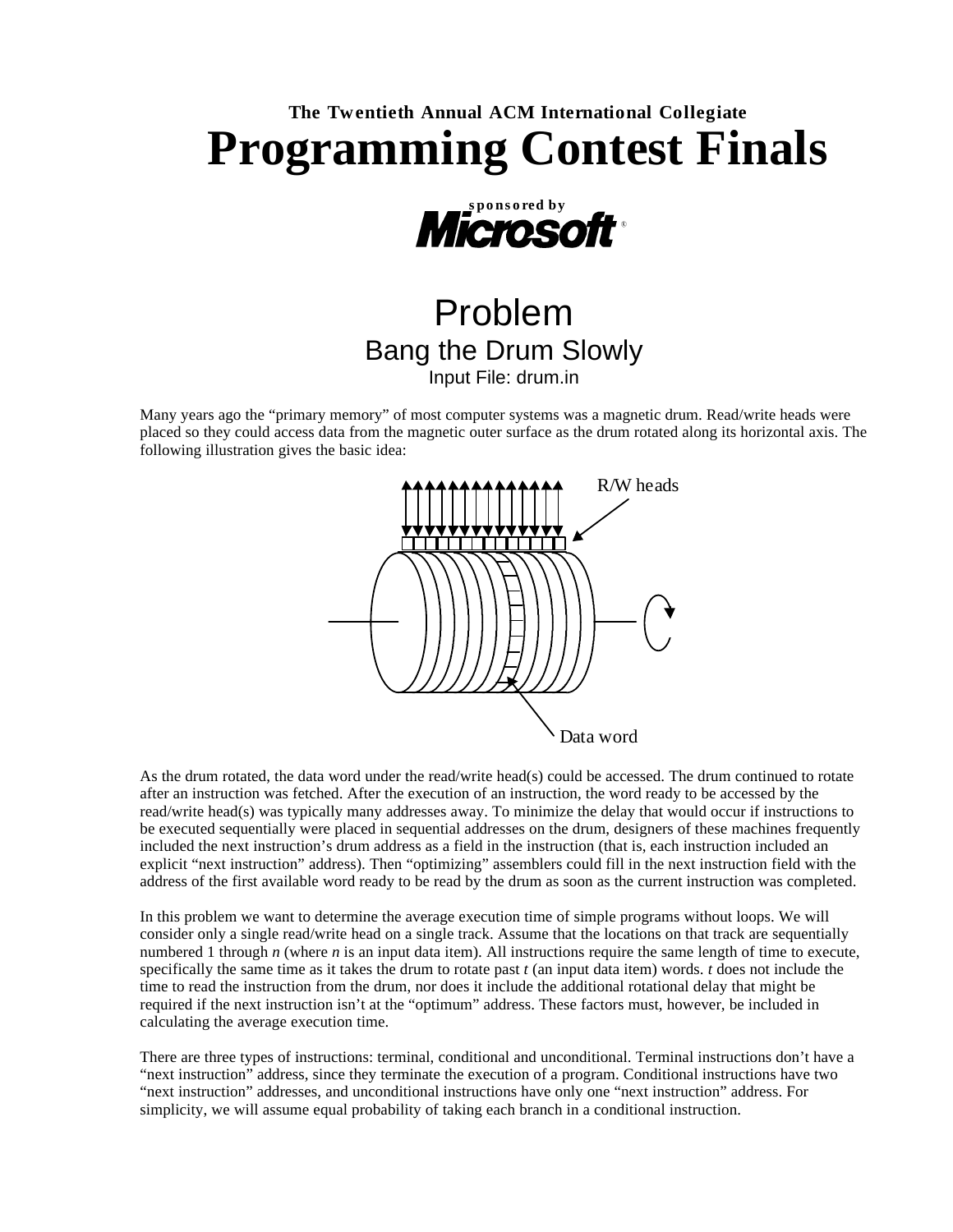**The Twentieth Annual ACM International Collegiate**

# Programming Contest Finals

**sponsored by Microsoft®**

## Problem

### Bang the Drum Slowly

Input File: drum.in

Many years ago the "primary memory" of most computer systems was a magnetic drum. Read/write heads were placed so they could access data from the magnetic outer surface as the drum rotated along its horizontal axis. The following illustration gives the basic idea:

R/W heads

Data word

As the drum rotated, the data word under the read/write head(s) could be accessed. The drum continued to rotate after an instruction was fetched. After the execution of an instruction, the word ready to be accessed by the read/write head(s) was typically many addresses away. To minimize the delay that would occur if instructions to be executed sequentially were placed in sequential addresses on the drum, designers of these machines frequently included the next instruction's drum address as a field in the instruction (that is, each instruction included an explicit "next instruction" address). Then "optimizing" assemblers could fill in the next instruction field with the address of the first available word ready to be read by the drum as soon as the current instruction was completed.

In this problem we want to determine the average execution time of simple programs without loops. We will consider only a single read/write head on a single track. Assume that the locations on that track are sequentially numbered 1 through *n* (where *n* is an input data item). All instructions require the same length of time to execute, specifically the same time as it takes the drum to rotate past *t* (an input data item) words. *t* does not include the time to read the instruction from the drum, nor does it include the additional rotational delay that might be required if the next instruction isn't at the "optimum" address. These factors must, however, be included in calculating the average execution time.

There are three types of instructions: terminal, conditional and unconditional. Terminal instructions don't have a "next instruction" address, since they terminate the execution of a program. Conditional instructions have two "next instruction" addresses, and unconditional instructions have only one "next instruction" address. For simplicity, we will assume equal probability of taking each branch in a conditional instruction.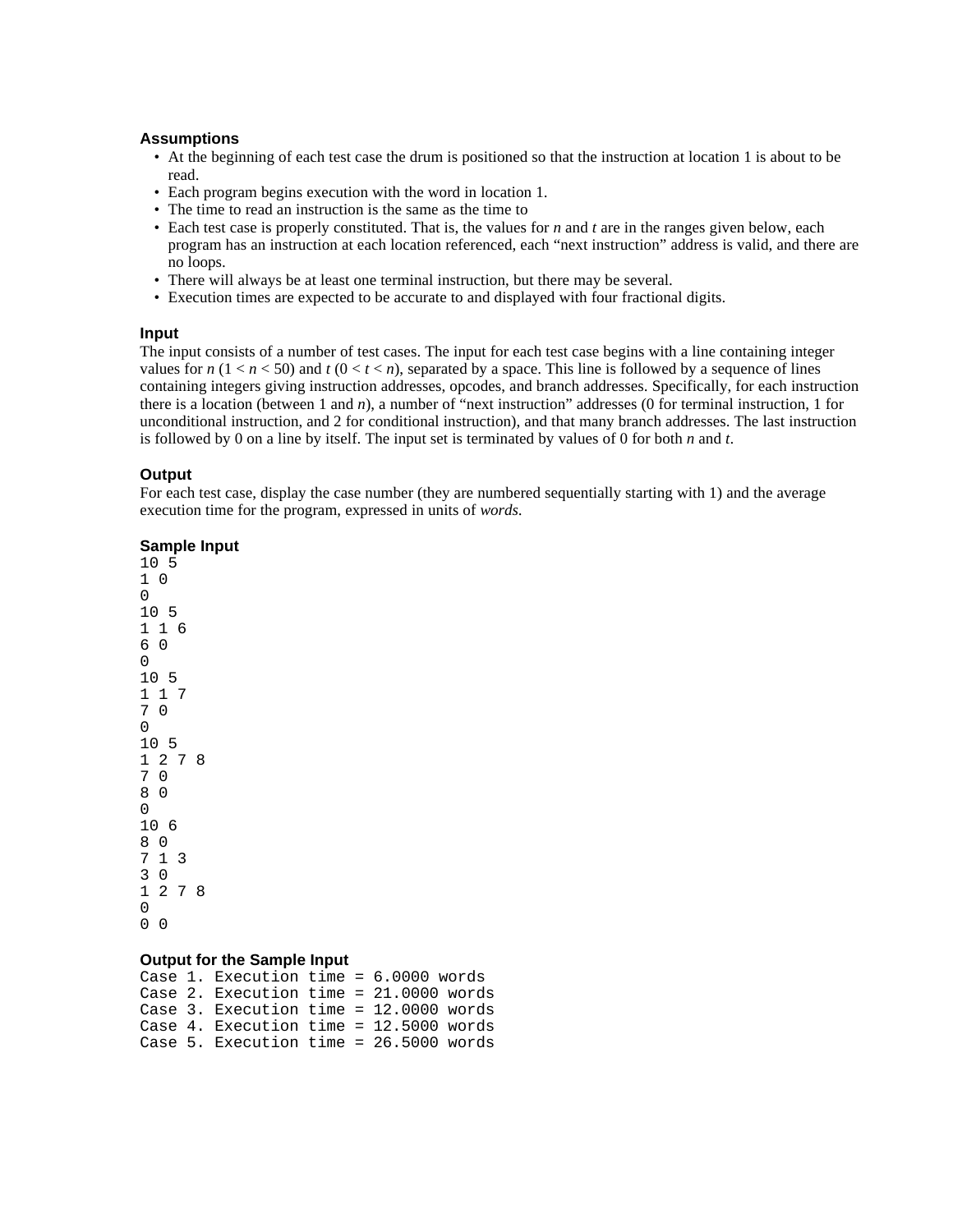### Assumptions

- At the beginning of each test case the drum is positioned so that the instruction at location 1 is about to be read.
- Each program begins execution with the word in location 1.
- The time to read an instruction is the same as the time to
- Each test case is properly constituted. That is, the values for *n* and *t* are in the ranges given below, each program has an instruction at each location referenced, each "next instruction" address is valid, and there are no loops.
- There will always be at least one terminal instruction, but there may be several.
- Execution times are expected to be accurate to and displayed with four fractional digits.

### Input

The input consists of a number of test cases. The input for each test case begins with a line containing integer values for $n$ ($1 < n < 50$) and $t$ ($0 < t < n$), separated by a space. This line is followed by a sequence of lines containing integers giving instruction addresses, opcodes, and branch addresses. Specifically, for each instruction there is a location (between 1 and $n$), a number of "next instruction" addresses (0 for terminal instruction, 1 for unconditional instruction, and 2 for conditional instruction), and that many branch addresses. The last instruction is followed by 0 on a line by itself. The input set is terminated by values of 0 for both $n$ and $t$.

### Output

For each test case, display the case number (they are numbered sequentially starting with 1) and the average execution time for the program, expressed in units of *words.*

### Sample Input

```
10 5
1 0
0
10 5
1 1 6
6 0
0
10 5
1 1 7
7 0
0
10 5
1 2 7 8
7 0
8 0
0
10 6
8 0
7 1 3
3 0
1 2 7 8
0
0 0
```

### Output for the Sample Input

```
Case 1. Execution time = 6.0000 words
Case 2. Execution time = 21.0000 words
Case 3. Execution time = 12.0000 words
Case 4. Execution time = 12.5000 words
Case 5. Execution time = 26.5000 words
```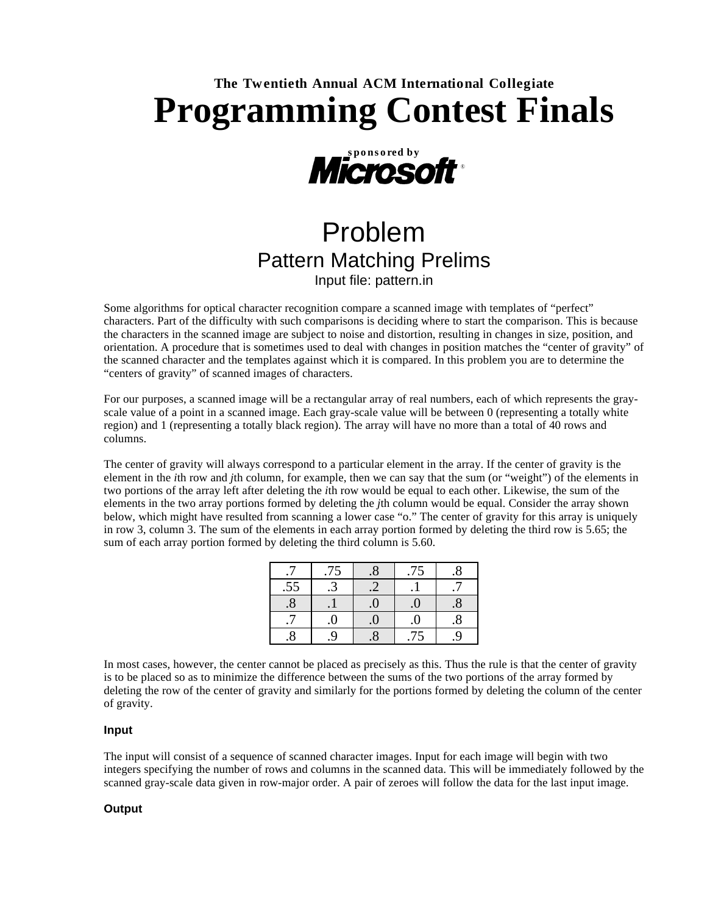The Twentieth Annual ACM International Collegiate

# Programming Contest Finals

sponsored by

**Microsoft**®

## Problem

### Pattern Matching Prelims

Input file: pattern.in

Some algorithms for optical character recognition compare a scanned image with templates of "perfect" characters. Part of the difficulty with such comparisons is deciding where to start the comparison. This is because the characters in the scanned image are subject to noise and distortion, resulting in changes in size, position, and orientation. A procedure that is sometimes used to deal with changes in position matches the "center of gravity" of the scanned character and the templates against which it is compared. In this problem you are to determine the "centers of gravity" of scanned images of characters.

For our purposes, a scanned image will be a rectangular array of real numbers, each of which represents the gray-scale value of a point in a scanned image. Each gray-scale value will be between 0 (representing a totally white region) and 1 (representing a totally black region). The array will have no more than a total of 40 rows and columns.

The center of gravity will always correspond to a particular element in the array. If the center of gravity is the element in the *i*th row and *j*th column, for example, then we can say that the sum (or "weight") of the elements in two portions of the array left after deleting the *i*th row would be equal to each other. Likewise, the sum of the elements in the two array portions formed by deleting the *j*th column would be equal. Consider the array shown below, which might have resulted from scanning a lower case "o." The center of gravity for this array is uniquely in row 3, column 3. The sum of the elements in each array portion formed by deleting the third row is 5.65; the sum of each array portion formed by deleting the third column is 5.60.

| | | | | |
|---|---|---|---|---|
| .7 | .75 | .8 | .75 | .8 |
| .55 | .3 | .2 | .1 | .7 |
| .8 | .1 | .0 | .0 | .8 |
| .7 | .0 | .0 | .0 | .8 |
| .8 | .9 | .8 | .75 | .9 |

In most cases, however, the center cannot be placed as precisely as this. Thus the rule is that the center of gravity is to be placed so as to minimize the difference between the sums of the two portions of the array formed by deleting the row of the center of gravity and similarly for the portions formed by deleting the column of the center of gravity.

#### Input

The input will consist of a sequence of scanned character images. Input for each image will begin with two integers specifying the number of rows and columns in the scanned data. This will be immediately followed by the scanned gray-scale data given in row-major order. A pair of zeroes will follow the data for the last input image.

#### Output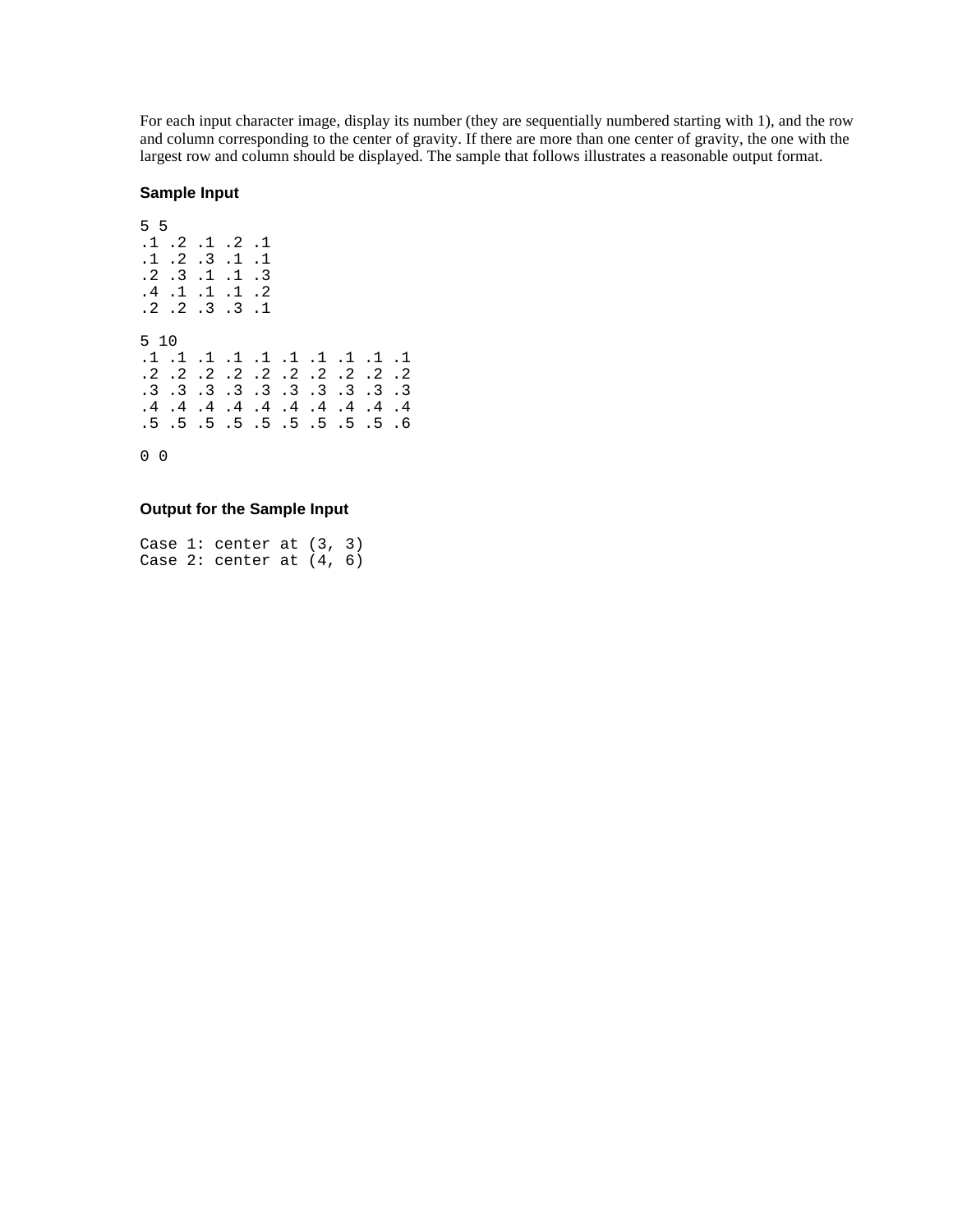For each input character image, display its number (they are sequentially numbered starting with 1), and the row and column corresponding to the center of gravity. If there are more than one center of gravity, the one with the largest row and column should be displayed. The sample that follows illustrates a reasonable output format.

### Sample Input

```
5 5
.1 .2 .1 .2 .1
.1 .2 .3 .1 .1
.2 .3 .1 .1 .3
.4 .1 .1 .1 .2
.2 .2 .3 .3 .1

5 10
.1 .1 .1 .1 .1 .1 .1 .1 .1 .1
.2 .2 .2 .2 .2 .2 .2 .2 .2 .2
.3 .3 .3 .3 .3 .3 .3 .3 .3 .3
.4 .4 .4 .4 .4 .4 .4 .4 .4 .4
.5 .5 .5 .5 .5 .5 .5 .5 .5 .6

0 0
```

### Output for the Sample Input

```
Case 1: center at (3, 3)
Case 2: center at (4, 6)
```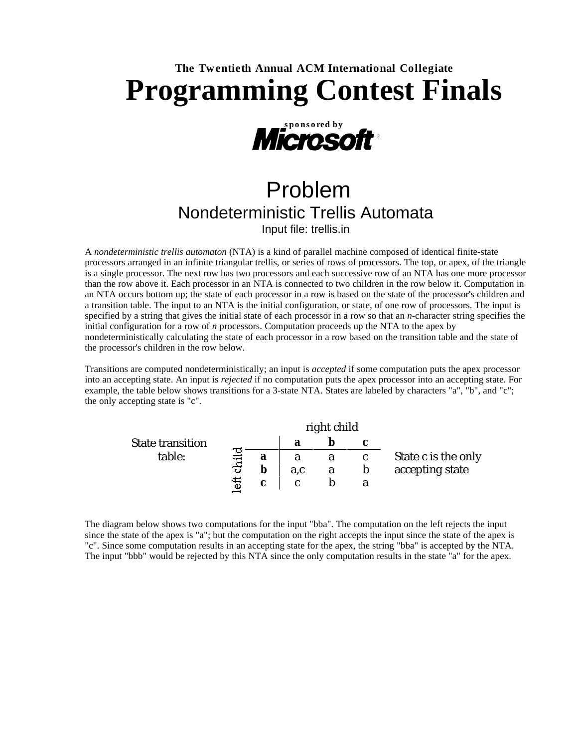**The Twentieth Annual ACM International Collegiate**

# Programming Contest Finals

sponsored by **Microsoft**®

## Problem
### Nondeterministic Trellis Automata

Input file: trellis.in

A *nondeterministic trellis automaton* (NTA) is a kind of parallel machine composed of identical finite-state processors arranged in an infinite triangular trellis, or series of rows of processors. The top, or apex, of the triangle is a single processor. The next row has two processors and each successive row of an NTA has one more processor than the row above it. Each processor in an NTA is connected to two children in the row below it. Computation in an NTA occurs bottom up; the state of each processor in a row is based on the state of the processor's children and a transition table. The input to an NTA is the initial configuration, or state, of one row of processors. The input is specified by a string that gives the initial state of each processor in a row so that an *n*-character string specifies the initial configuration for a row of *n* processors. Computation proceeds up the NTA to the apex by nondeterministically calculating the state of each processor in a row based on the transition table and the state of the processor's children in the row below.

Transitions are computed nondeterministically; an input is *accepted* if some computation puts the apex processor into an accepting state. An input is *rejected* if no computation puts the apex processor into an accepting state. For example, the table below shows transitions for a 3-state NTA. States are labeled by characters "a", "b", and "c"; the only accepting state is "c".

State transition table:

| left child \ right child | **a** | **b** | **c** |
|---|---|---|---|
| **a** | a | a | c |
| **b** | a,c | a | b |
| **c** | c | b | a |

State c is the only accepting state

The diagram below shows two computations for the input "bba". The computation on the left rejects the input since the state of the apex is "a"; but the computation on the right accepts the input since the state of the apex is "c". Since some computation results in an accepting state for the apex, the string "bba" is accepted by the NTA. The input "bbb" would be rejected by this NTA since the only computation results in the state "a" for the apex.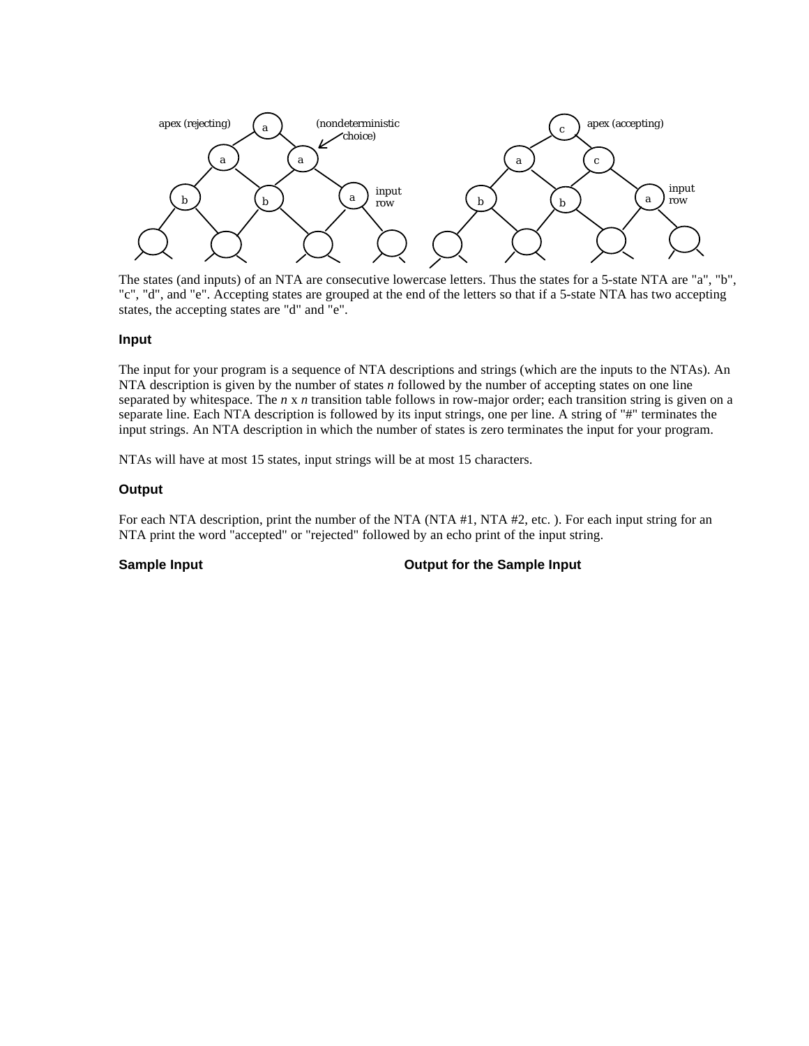The states (and inputs) of an NTA are consecutive lowercase letters. Thus the states for a 5-state NTA are "a", "b", "c", "d", and "e". Accepting states are grouped at the end of the letters so that if a 5-state NTA has two accepting states, the accepting states are "d" and "e".

### Input

The input for your program is a sequence of NTA descriptions and strings (which are the inputs to the NTAs). An NTA description is given by the number of states *n* followed by the number of accepting states on one line separated by whitespace. The *n* x *n* transition table follows in row-major order; each transition string is given on a separate line. Each NTA description is followed by its input strings, one per line. A string of "#" terminates the input strings. An NTA description in which the number of states is zero terminates the input for your program.

NTAs will have at most 15 states, input strings will be at most 15 characters.

### Output

For each NTA description, print the number of the NTA (NTA #1, NTA #2, etc. ). For each input string for an NTA print the word "accepted" or "rejected" followed by an echo print of the input string.

**Sample Input** **Output for the Sample Input**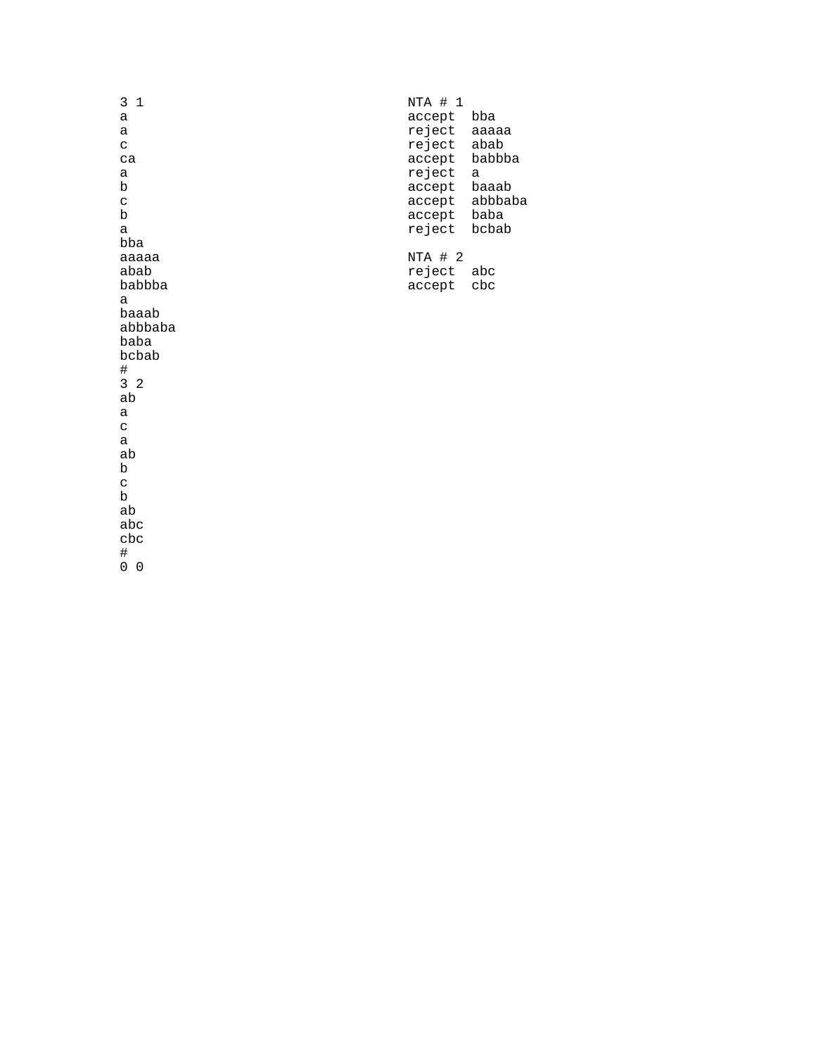```
3 1
a
a
c
ca
a
b
c
b
a
bba
aaaaa
abab
babbba
a
baaab
abbbaba
baba
bcbab
#
3 2
ab
a
c
a
ab
b
c
b
ab
abc
cbc
#
0 0
```

```
NTA # 1
accept  bba
reject  aaaaa
reject  abab
accept  babbba
reject  a
accept  baaab
accept  abbbaba
accept  baba
reject  bcbab

NTA # 2
reject  abc
accept  cbc
```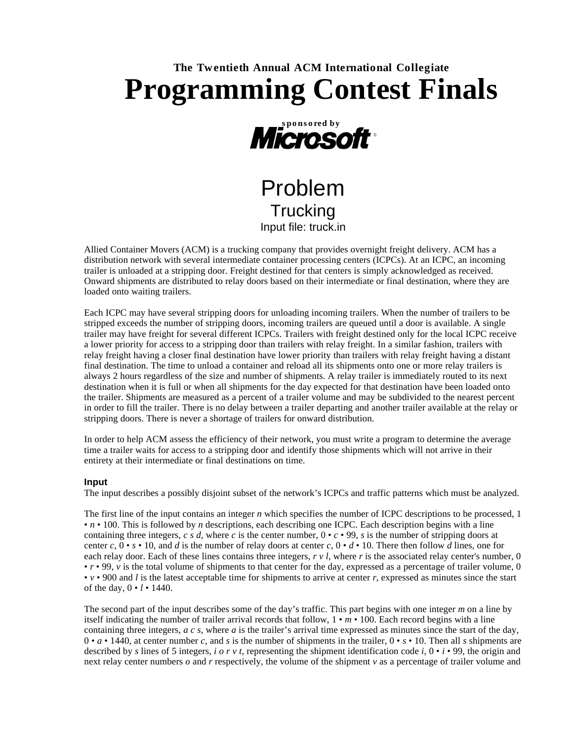The Twentieth Annual ACM International Collegiate

# Programming Contest Finals

sponsored by

Microsoft®

# Problem

## Trucking

Input file: truck.in

Allied Container Movers (ACM) is a trucking company that provides overnight freight delivery. ACM has a distribution network with several intermediate container processing centers (ICPCs). At an ICPC, an incoming trailer is unloaded at a stripping door. Freight destined for that centers is simply acknowledged as received. Onward shipments are distributed to relay doors based on their intermediate or final destination, where they are loaded onto waiting trailers.

Each ICPC may have several stripping doors for unloading incoming trailers. When the number of trailers to be stripped exceeds the number of stripping doors, incoming trailers are queued until a door is available. A single trailer may have freight for several different ICPCs. Trailers with freight destined only for the local ICPC receive a lower priority for access to a stripping door than trailers with relay freight. In a similar fashion, trailers with relay freight having a closer final destination have lower priority than trailers with relay freight having a distant final destination. The time to unload a container and reload all its shipments onto one or more relay trailers is always 2 hours regardless of the size and number of shipments. A relay trailer is immediately routed to its next destination when it is full or when all shipments for the day expected for that destination have been loaded onto the trailer. Shipments are measured as a percent of a trailer volume and may be subdivided to the nearest percent in order to fill the trailer. There is no delay between a trailer departing and another trailer available at the relay or stripping doors. There is never a shortage of trailers for onward distribution.

In order to help ACM assess the efficiency of their network, you must write a program to determine the average time a trailer waits for access to a stripping door and identify those shipments which will not arrive in their entirety at their intermediate or final destinations on time.

### Input

The input describes a possibly disjoint subset of the network's ICPCs and traffic patterns which must be analyzed.

The first line of the input contains an integer *n* which specifies the number of ICPC descriptions to be processed, 1 • *n* • 100. This is followed by *n* descriptions, each describing one ICPC. Each description begins with a line containing three integers, *c s d*, where *c* is the center number, 0 • *c* • 99, *s* is the number of stripping doors at center *c*, 0 • *s* • 10, and *d* is the number of relay doors at center *c*, 0 • *d* • 10. There then follow *d* lines, one for each relay door. Each of these lines contains three integers, *r v l*, where *r* is the associated relay center's number, 0 • *r* • 99, *v* is the total volume of shipments to that center for the day, expressed as a percentage of trailer volume, 0 • *v* • 900 and *l* is the latest acceptable time for shipments to arrive at center *r*, expressed as minutes since the start of the day, 0 • *l* • 1440.

The second part of the input describes some of the day's traffic. This part begins with one integer *m* on a line by itself indicating the number of trailer arrival records that follow, 1 • *m* • 100. Each record begins with a line containing three integers, *a c s*, where *a* is the trailer's arrival time expressed as minutes since the start of the day, 0 • *a* • 1440, at center number *c*, and *s* is the number of shipments in the trailer, 0 • *s* • 10. Then all *s* shipments are described by *s* lines of 5 integers, *i o r v t*, representing the shipment identification code *i*, 0 • *i* • 99, the origin and next relay center numbers *o* and *r* respectively, the volume of the shipment *v* as a percentage of trailer volume and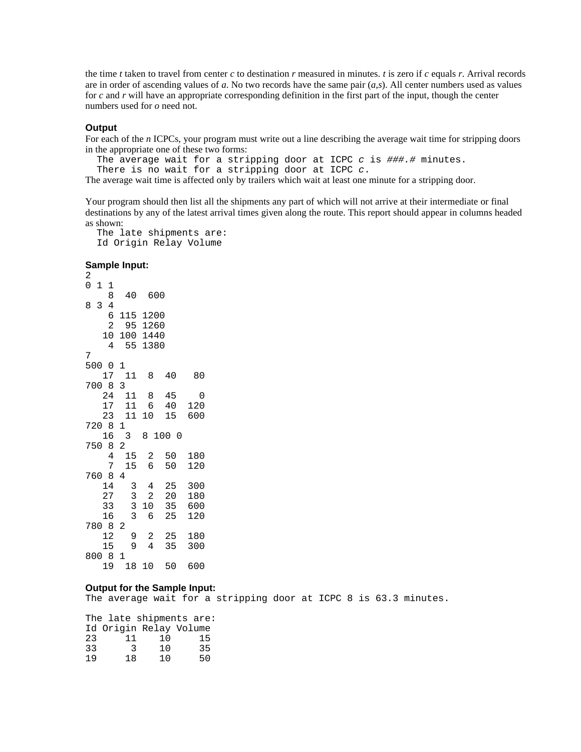the time *t* taken to travel from center *c* to destination *r* measured in minutes. *t* is zero if *c* equals *r*. Arrival records are in order of ascending values of *a*. No two records have the same pair (*a*,*s*). All center numbers used as values for *c* and *r* will have an appropriate corresponding definition in the first part of the input, though the center numbers used for *o* need not.

### Output

For each of the *n* ICPCs, your program must write out a line describing the average wait time for stripping doors in the appropriate one of these two forms:

```
The average wait for a stripping door at ICPC c is ###.# minutes.
There is no wait for a stripping door at ICPC c.
```

The average wait time is affected only by trailers which wait at least one minute for a stripping door.

Your program should then list all the shipments any part of which will not arrive at their intermediate or final destinations by any of the latest arrival times given along the route. This report should appear in columns headed as shown:

```
The late shipments are:
Id Origin Relay Volume
```

### Sample Input:

```
2
0 1 1
    8  40  600
8 3 4
    6 115 1200
    2  95 1260
   10 100 1440
    4  55 1380
7
500 0 1
   17  11  8  40   80
700 8 3
   24  11  8  45    0
   17  11  6  40  120
   23  11 10  15  600
720 8 1
   16  3  8 100 0
750 8 2
    4  15  2  50  180
    7  15  6  50  120
760 8 4
   14   3  4  25  300
   27   3  2  20  180
   33   3 10  35  600
   16   3  6  25  120
780 8 2
   12   9  2  25  180
   15   9  4  35  300
800 8 1
   19  18 10  50  600
```

### Output for the Sample Input:

```
The average wait for a stripping door at ICPC 8 is 63.3 minutes.

The late shipments are:
Id Origin Relay Volume
23     11    10     15
33      3    10     35
19     18    10     50
```